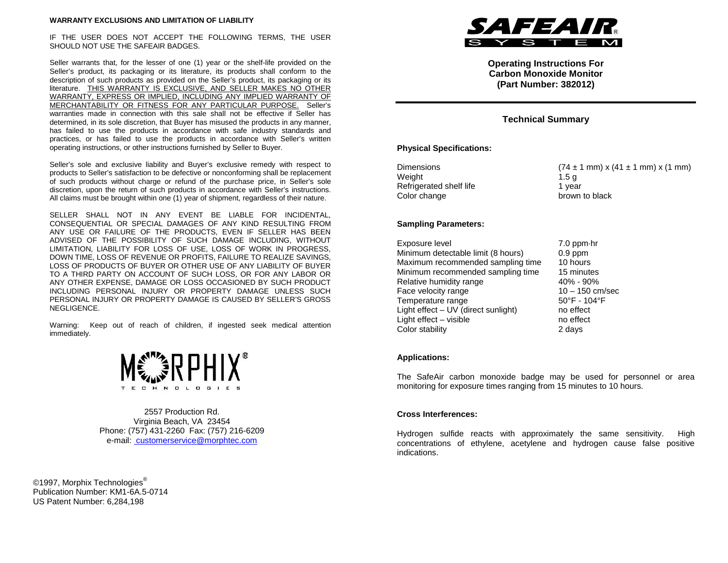**WARRANTY EXCLUSIONS AND LIMITATION OF LIABILITY**

IF THE USER DOES NOT ACCEPT THE FOLLOWING TERMS, THE USER SHOULD NOT USE THE SAFEAIR BADGES.

Seller warrants that, for the lesser of one (1) year or the shelf-life provided on the Seller's product, its packaging or its literature, its products shall conform to the description of such products as provided on the Seller's product, its packaging or its literature. THIS WARRANTY IS EXCLUSIVE, AND SELLER MAKES NO OTHER WARRANTY, EXPRESS OR IMPLIED, INCLUDING ANY IMPLIED WARRANTY OF MERCHANTABILITY OR FITNESS FOR ANY PARTICULAR PURPOSE. Seller's warranties made in connection with this sale shall not be effective if Seller has determined, in its sole discretion, that Buyer has misused the products in any manner, has failed to use the products in accordance with safe industry standards and practices, or has failed to use the products in accordance with Seller's written operating instructions, or other instructions furnished by Seller to Buyer.

Seller's sole and exclusive liability and Buyer's exclusive remedy with respect to products to Seller's satisfaction to be defective or nonconforming shall be replacement of such products without charge or refund of the purchase price, in Seller's sole discretion, upon the return of such products in accordance with Seller's instructions. All claims must be brought within one (1) year of shipment, regardless of their nature.

SELLER SHALL NOT IN ANY EVENT BE LIABLE FOR INCIDENTAL, CONSEQUENTIAL OR SPECIAL DAMAGES OF ANY KIND RESULTING FROM ANY USE OR FAILURE OF THE PRODUCTS, EVEN IF SELLER HAS BEEN ADVISED OF THE POSSIBILITY OF SUCH DAMAGE INCLUDING, WITHOUT LIMITATION, LIABILITY FOR LOSS OF USE, LOSS OF WORK IN PROGRESS, DOWN TIME, LOSS OF REVENUE OR PROFITS, FAILURE TO REALIZE SAVINGS, LOSS OF PRODUCTS OF BUYER OR OTHER USE OF ANY LIABILITY OF BUYER TO A THIRD PARTY ON ACCOUNT OF SUCH LOSS, OR FOR ANY LABOR OR ANY OTHER EXPENSE, DAMAGE OR LOSS OCCASIONED BY SUCH PRODUCT INCLUDING PERSONAL INJURY OR PROPERTY DAMAGE UNLESS SUCH PERSONAL INJURY OR PROPERTY DAMAGE IS CAUSED BY SELLER'S GROSS NEGLIGENCE.

Warning: Keep out of reach of children, if ingested seek medical attention immediately.

MORPHIX® TECHNOLOGIES

2557 Production Rd.
Virginia Beach, VA 23454
Phone: (757) 431-2260 Fax: (757) 216-6209
e-mail: customerservice@morphtec.com

©1997, Morphix Technologies®
Publication Number: KM1-6A.5-0714
US Patent Number: 6,284,198

SAFEAIR® SYSTEM

**Operating Instructions For Carbon Monoxide Monitor (Part Number: 382012)**

## Technical Summary

### Physical Specifications:

| | |
|---|---|
| Dimensions | (74 ± 1 mm) x (41 ± 1 mm) x (1 mm) |
| Weight | 1.5 g |
| Refrigerated shelf life | 1 year |
| Color change | brown to black |

### Sampling Parameters:

| | |
|---|---|
| Exposure level | 7.0 ppm·hr |
| Minimum detectable limit (8 hours) | 0.9 ppm |
| Maximum recommended sampling time | 10 hours |
| Minimum recommended sampling time | 15 minutes |
| Relative humidity range | 40% - 90% |
| Face velocity range | 10 – 150 cm/sec |
| Temperature range | 50°F - 104°F |
| Light effect – UV (direct sunlight) | no effect |
| Light effect – visible | no effect |
| Color stability | 2 days |

### Applications:

The SafeAir carbon monoxide badge may be used for personnel or area monitoring for exposure times ranging from 15 minutes to 10 hours.

### Cross Interferences:

Hydrogen sulfide reacts with approximately the same sensitivity. High concentrations of ethylene, acetylene and hydrogen cause false positive indications.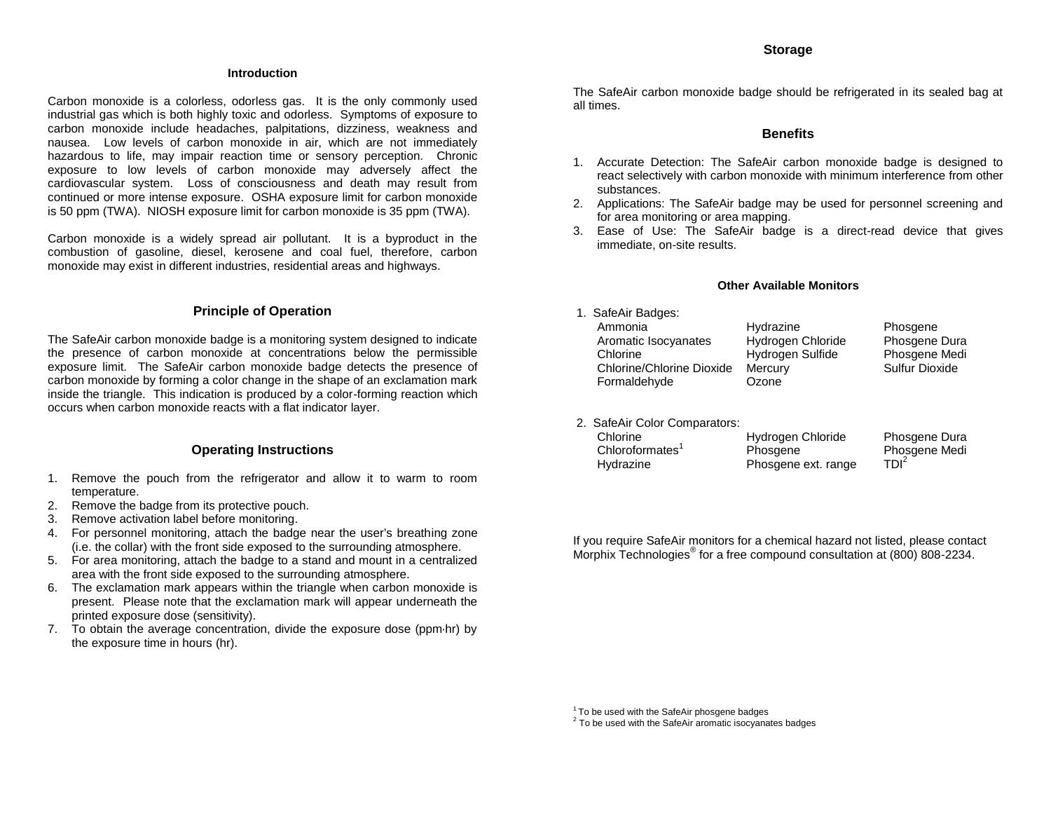## Introduction

Carbon monoxide is a colorless, odorless gas. It is the only commonly used industrial gas which is both highly toxic and odorless. Symptoms of exposure to carbon monoxide include headaches, palpitations, dizziness, weakness and nausea. Low levels of carbon monoxide in air, which are not immediately hazardous to life, may impair reaction time or sensory perception. Chronic exposure to low levels of carbon monoxide may adversely affect the cardiovascular system. Loss of consciousness and death may result from continued or more intense exposure. OSHA exposure limit for carbon monoxide is 50 ppm (TWA). NIOSH exposure limit for carbon monoxide is 35 ppm (TWA).

Carbon monoxide is a widely spread air pollutant. It is a byproduct in the combustion of gasoline, diesel, kerosene and coal fuel, therefore, carbon monoxide may exist in different industries, residential areas and highways.

## Principle of Operation

The SafeAir carbon monoxide badge is a monitoring system designed to indicate the presence of carbon monoxide at concentrations below the permissible exposure limit. The SafeAir carbon monoxide badge detects the presence of carbon monoxide by forming a color change in the shape of an exclamation mark inside the triangle. This indication is produced by a color-forming reaction which occurs when carbon monoxide reacts with a flat indicator layer.

## Operating Instructions

1. Remove the pouch from the refrigerator and allow it to warm to room temperature.
2. Remove the badge from its protective pouch.
3. Remove activation label before monitoring.
4. For personnel monitoring, attach the badge near the user's breathing zone (i.e. the collar) with the front side exposed to the surrounding atmosphere.
5. For area monitoring, attach the badge to a stand and mount in a centralized area with the front side exposed to the surrounding atmosphere.
6. The exclamation mark appears within the triangle when carbon monoxide is present. Please note that the exclamation mark will appear underneath the printed exposure dose (sensitivity).
7. To obtain the average concentration, divide the exposure dose (ppm·hr) by the exposure time in hours (hr).

## Storage

The SafeAir carbon monoxide badge should be refrigerated in its sealed bag at all times.

## Benefits

1. Accurate Detection: The SafeAir carbon monoxide badge is designed to react selectively with carbon monoxide with minimum interference from other substances.
2. Applications: The SafeAir badge may be used for personnel screening and for area monitoring or area mapping.
3. Ease of Use: The SafeAir badge is a direct-read device that gives immediate, on-site results.

## Other Available Monitors

1. SafeAir Badges:

| | | |
|---|---|---|
| Ammonia | Hydrazine | Phosgene |
| Aromatic Isocyanates | Hydrogen Chloride | Phosgene Dura |
| Chlorine | Hydrogen Sulfide | Phosgene Medi |
| Chlorine/Chlorine Dioxide | Mercury | Sulfur Dioxide |
| Formaldehyde | Ozone | |

2. SafeAir Color Comparators:

| | | |
|---|---|---|
| Chlorine | Hydrogen Chloride | Phosgene Dura |
| Chloroformates[1] | Phosgene | Phosgene Medi |
| Hydrazine | Phosgene ext. range | TDI[2] |

If you require SafeAir monitors for a chemical hazard not listed, please contact Morphix Technologies® for a free compound consultation at (800) 808-2234.

[1] To be used with the SafeAir phosgene badges
[2] To be used with the SafeAir aromatic isocyanates badges